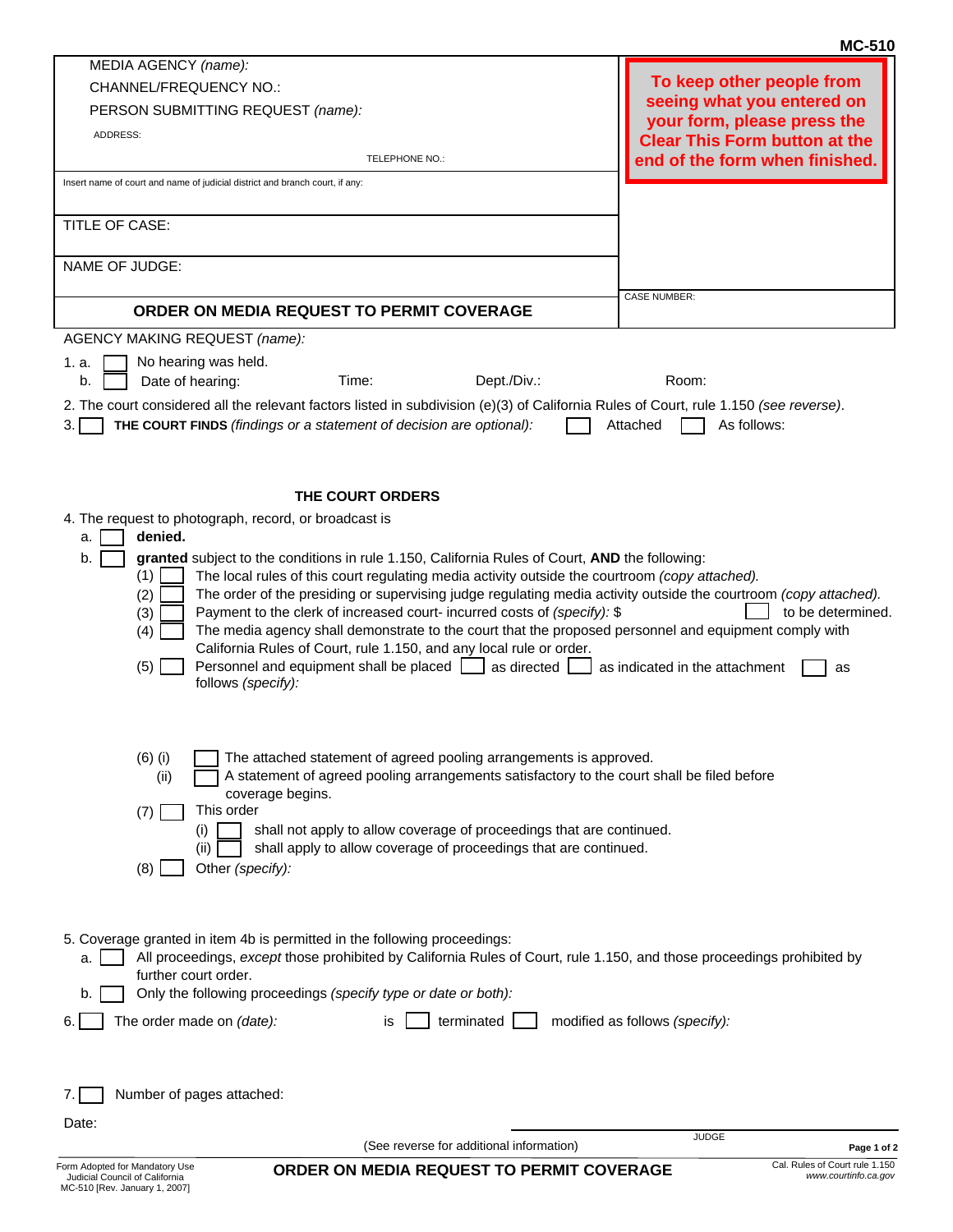MC-510

MEDIA AGENCY *(name):*

CHANNEL/FREQUENCY NO.:

PERSON SUBMITTING REQUEST *(name):*

ADDRESS:

TELEPHONE NO.:

**To keep other people from seeing what you entered on your form, please press the Clear This Form button at the end of the form when finished.**

Insert name of court and name of judicial district and branch court, if any:

TITLE OF CASE:

NAME OF JUDGE:

CASE NUMBER:

# ORDER ON MEDIA REQUEST TO PERMIT COVERAGE

AGENCY MAKING REQUEST *(name):*

1. a. ☐ No hearing was held.
   b. ☐ Date of hearing: Time: Dept./Div.: Room:
2. The court considered all the relevant factors listed in subdivision (e)(3) of California Rules of Court, rule 1.150 *(see reverse)*.
3. ☐ **THE COURT FINDS** *(findings or a statement of decision are optional):* ☐ Attached ☐ As follows:

## THE COURT ORDERS

4. The request to photograph, record, or broadcast is
   a. ☐ **denied.**
   b. ☐ **granted** subject to the conditions in rule 1.150, California Rules of Court, **AND** the following:
      (1) ☐ The local rules of this court regulating media activity outside the courtroom *(copy attached).*
      (2) ☐ The order of the presiding or supervising judge regulating media activity outside the courtroom *(copy attached).*
      (3) ☐ Payment to the clerk of increased court- incurred costs of *(specify):* $ ☐ to be determined.
      (4) ☐ The media agency shall demonstrate to the court that the proposed personnel and equipment comply with California Rules of Court, rule 1.150, and any local rule or order.
      (5) ☐ Personnel and equipment shall be placed ☐ as directed ☐ as indicated in the attachment ☐ as follows *(specify):*
      (6) (i) ☐ The attached statement of agreed pooling arrangements is approved.
          (ii) ☐ A statement of agreed pooling arrangements satisfactory to the court shall be filed before coverage begins.
      (7) ☐ This order
          (i) ☐ shall not apply to allow coverage of proceedings that are continued.
          (ii) ☐ shall apply to allow coverage of proceedings that are continued.
      (8) ☐ Other *(specify):*
5. Coverage granted in item 4b is permitted in the following proceedings:
   a. ☐ All proceedings, *except* those prohibited by California Rules of Court, rule 1.150, and those proceedings prohibited by further court order.
   b. ☐ Only the following proceedings *(specify type or date or both):*
6. ☐ The order made on *(date):* is ☐ terminated ☐ modified as follows *(specify):*
7. ☐ Number of pages attached:

Date:

JUDGE

(See reverse for additional information)

Form Adopted for Mandatory Use
Judicial Council of California
MC-510 [Rev. January 1, 2007]

**ORDER ON MEDIA REQUEST TO PERMIT COVERAGE**

Cal. Rules of Court rule 1.150
*www.courtinfo.ca.gov*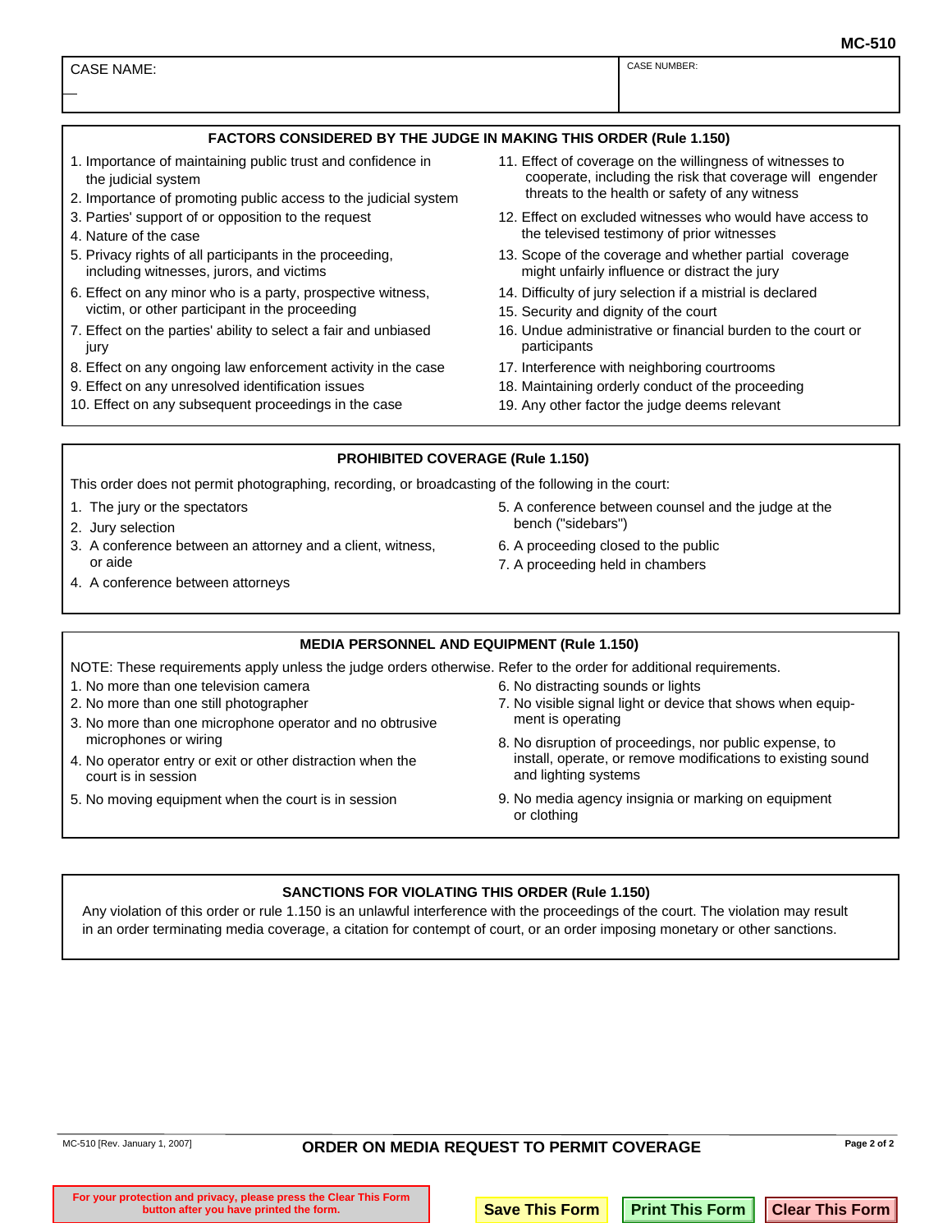MC-510

| CASE NAME: | CASE NUMBER: |
| --- | --- |
| | |

## FACTORS CONSIDERED BY THE JUDGE IN MAKING THIS ORDER (Rule 1.150)

1. Importance of maintaining public trust and confidence in the judicial system
2. Importance of promoting public access to the judicial system
3. Parties' support of or opposition to the request
4. Nature of the case
5. Privacy rights of all participants in the proceeding, including witnesses, jurors, and victims
6. Effect on any minor who is a party, prospective witness, victim, or other participant in the proceeding
7. Effect on the parties' ability to select a fair and unbiased jury
8. Effect on any ongoing law enforcement activity in the case
9. Effect on any unresolved identification issues
10. Effect on any subsequent proceedings in the case
11. Effect of coverage on the willingness of witnesses to cooperate, including the risk that coverage will engender threats to the health or safety of any witness
12. Effect on excluded witnesses who would have access to the televised testimony of prior witnesses
13. Scope of the coverage and whether partial coverage might unfairly influence or distract the jury
14. Difficulty of jury selection if a mistrial is declared
15. Security and dignity of the court
16. Undue administrative or financial burden to the court or participants
17. Interference with neighboring courtrooms
18. Maintaining orderly conduct of the proceeding
19. Any other factor the judge deems relevant

## PROHIBITED COVERAGE (Rule 1.150)

This order does not permit photographing, recording, or broadcasting of the following in the court:

1. The jury or the spectators
2. Jury selection
3. A conference between an attorney and a client, witness, or aide
4. A conference between attorneys
5. A conference between counsel and the judge at the bench ("sidebars")
6. A proceeding closed to the public
7. A proceeding held in chambers

## MEDIA PERSONNEL AND EQUIPMENT (Rule 1.150)

NOTE: These requirements apply unless the judge orders otherwise. Refer to the order for additional requirements.

1. No more than one television camera
2. No more than one still photographer
3. No more than one microphone operator and no obtrusive microphones or wiring
4. No operator entry or exit or other distraction when the court is in session
5. No moving equipment when the court is in session
6. No distracting sounds or lights
7. No visible signal light or device that shows when equipment is operating
8. No disruption of proceedings, nor public expense, to install, operate, or remove modifications to existing sound and lighting systems
9. No media agency insignia or marking on equipment or clothing

## SANCTIONS FOR VIOLATING THIS ORDER (Rule 1.150)

Any violation of this order or rule 1.150 is an unlawful interference with the proceedings of the court. The violation may result in an order terminating media coverage, a citation for contempt of court, or an order imposing monetary or other sanctions.

MC-510 [Rev. January 1, 2007]

**ORDER ON MEDIA REQUEST TO PERMIT COVERAGE**

For your protection and privacy, please press the Clear This Form button after you have printed the form.

Save This Form | Print This Form | Clear This Form